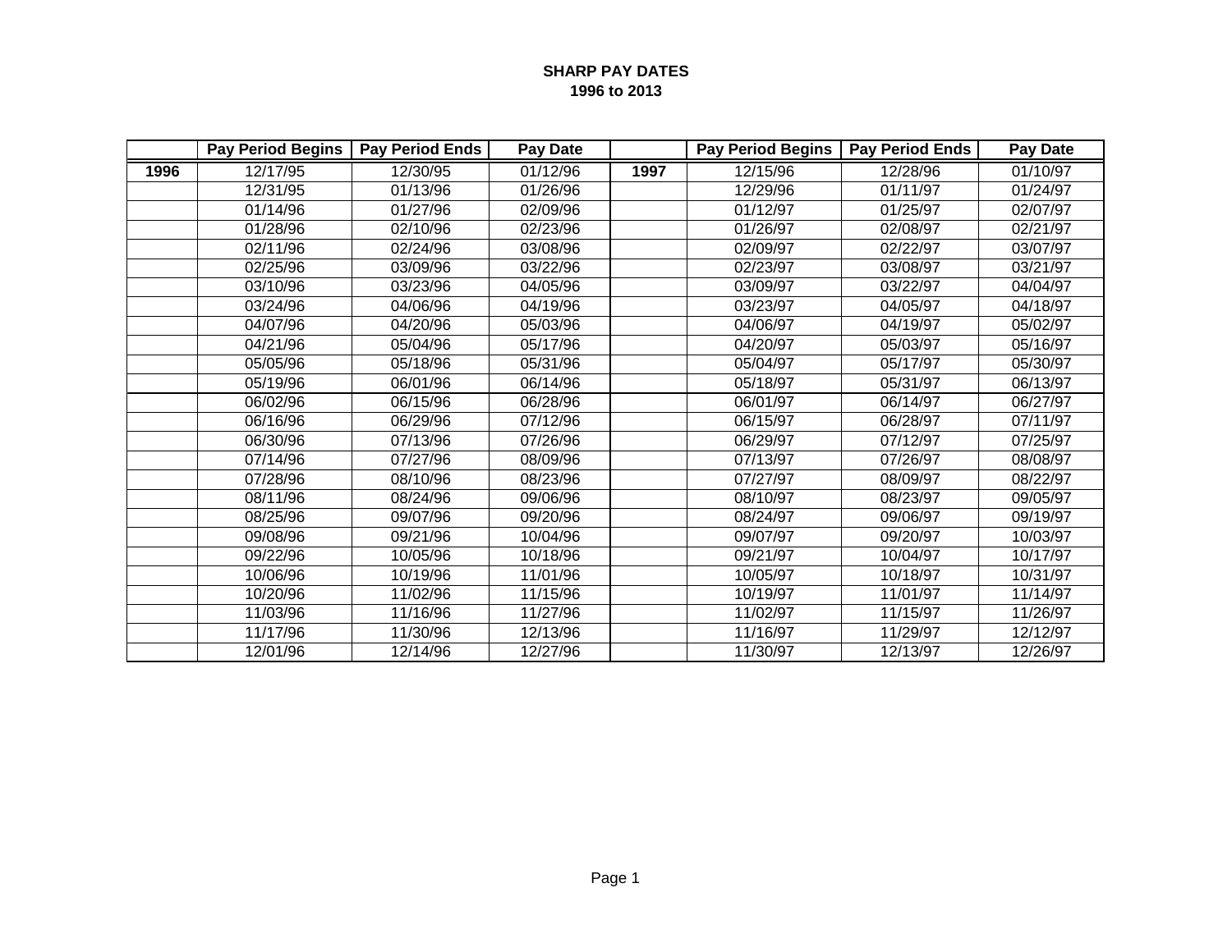**SHARP PAY DATES**
**1996 to 2013**

| | Pay Period Begins | Pay Period Ends | Pay Date | | Pay Period Begins | Pay Period Ends | Pay Date |
|---|---|---|---|---|---|---|---|
| **1996** | 12/17/95 | 12/30/95 | 01/12/96 | **1997** | 12/15/96 | 12/28/96 | 01/10/97 |
| | 12/31/95 | 01/13/96 | 01/26/96 | | 12/29/96 | 01/11/97 | 01/24/97 |
| | 01/14/96 | 01/27/96 | 02/09/96 | | 01/12/97 | 01/25/97 | 02/07/97 |
| | 01/28/96 | 02/10/96 | 02/23/96 | | 01/26/97 | 02/08/97 | 02/21/97 |
| | 02/11/96 | 02/24/96 | 03/08/96 | | 02/09/97 | 02/22/97 | 03/07/97 |
| | 02/25/96 | 03/09/96 | 03/22/96 | | 02/23/97 | 03/08/97 | 03/21/97 |
| | 03/10/96 | 03/23/96 | 04/05/96 | | 03/09/97 | 03/22/97 | 04/04/97 |
| | 03/24/96 | 04/06/96 | 04/19/96 | | 03/23/97 | 04/05/97 | 04/18/97 |
| | 04/07/96 | 04/20/96 | 05/03/96 | | 04/06/97 | 04/19/97 | 05/02/97 |
| | 04/21/96 | 05/04/96 | 05/17/96 | | 04/20/97 | 05/03/97 | 05/16/97 |
| | 05/05/96 | 05/18/96 | 05/31/96 | | 05/04/97 | 05/17/97 | 05/30/97 |
| | 05/19/96 | 06/01/96 | 06/14/96 | | 05/18/97 | 05/31/97 | 06/13/97 |
| | 06/02/96 | 06/15/96 | 06/28/96 | | 06/01/97 | 06/14/97 | 06/27/97 |
| | 06/16/96 | 06/29/96 | 07/12/96 | | 06/15/97 | 06/28/97 | 07/11/97 |
| | 06/30/96 | 07/13/96 | 07/26/96 | | 06/29/97 | 07/12/97 | 07/25/97 |
| | 07/14/96 | 07/27/96 | 08/09/96 | | 07/13/97 | 07/26/97 | 08/08/97 |
| | 07/28/96 | 08/10/96 | 08/23/96 | | 07/27/97 | 08/09/97 | 08/22/97 |
| | 08/11/96 | 08/24/96 | 09/06/96 | | 08/10/97 | 08/23/97 | 09/05/97 |
| | 08/25/96 | 09/07/96 | 09/20/96 | | 08/24/97 | 09/06/97 | 09/19/97 |
| | 09/08/96 | 09/21/96 | 10/04/96 | | 09/07/97 | 09/20/97 | 10/03/97 |
| | 09/22/96 | 10/05/96 | 10/18/96 | | 09/21/97 | 10/04/97 | 10/17/97 |
| | 10/06/96 | 10/19/96 | 11/01/96 | | 10/05/97 | 10/18/97 | 10/31/97 |
| | 10/20/96 | 11/02/96 | 11/15/96 | | 10/19/97 | 11/01/97 | 11/14/97 |
| | 11/03/96 | 11/16/96 | 11/27/96 | | 11/02/97 | 11/15/97 | 11/26/97 |
| | 11/17/96 | 11/30/96 | 12/13/96 | | 11/16/97 | 11/29/97 | 12/12/97 |
| | 12/01/96 | 12/14/96 | 12/27/96 | | 11/30/97 | 12/13/97 | 12/26/97 |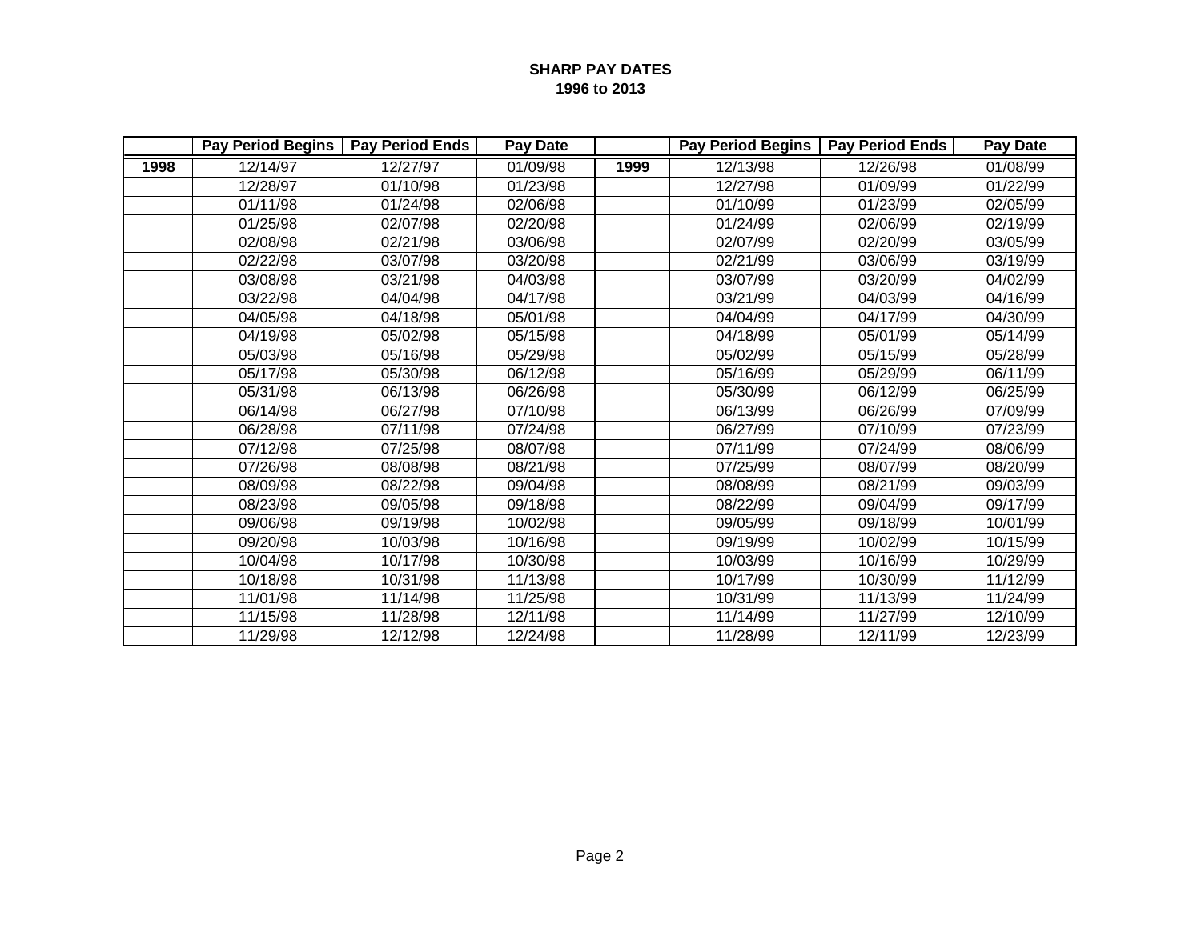**SHARP PAY DATES**
**1996 to 2013**

| | Pay Period Begins | Pay Period Ends | Pay Date | | Pay Period Begins | Pay Period Ends | Pay Date |
|---|---|---|---|---|---|---|---|
| **1998** | 12/14/97 | 12/27/97 | 01/09/98 | **1999** | 12/13/98 | 12/26/98 | 01/08/99 |
| | 12/28/97 | 01/10/98 | 01/23/98 | | 12/27/98 | 01/09/99 | 01/22/99 |
| | 01/11/98 | 01/24/98 | 02/06/98 | | 01/10/99 | 01/23/99 | 02/05/99 |
| | 01/25/98 | 02/07/98 | 02/20/98 | | 01/24/99 | 02/06/99 | 02/19/99 |
| | 02/08/98 | 02/21/98 | 03/06/98 | | 02/07/99 | 02/20/99 | 03/05/99 |
| | 02/22/98 | 03/07/98 | 03/20/98 | | 02/21/99 | 03/06/99 | 03/19/99 |
| | 03/08/98 | 03/21/98 | 04/03/98 | | 03/07/99 | 03/20/99 | 04/02/99 |
| | 03/22/98 | 04/04/98 | 04/17/98 | | 03/21/99 | 04/03/99 | 04/16/99 |
| | 04/05/98 | 04/18/98 | 05/01/98 | | 04/04/99 | 04/17/99 | 04/30/99 |
| | 04/19/98 | 05/02/98 | 05/15/98 | | 04/18/99 | 05/01/99 | 05/14/99 |
| | 05/03/98 | 05/16/98 | 05/29/98 | | 05/02/99 | 05/15/99 | 05/28/99 |
| | 05/17/98 | 05/30/98 | 06/12/98 | | 05/16/99 | 05/29/99 | 06/11/99 |
| | 05/31/98 | 06/13/98 | 06/26/98 | | 05/30/99 | 06/12/99 | 06/25/99 |
| | 06/14/98 | 06/27/98 | 07/10/98 | | 06/13/99 | 06/26/99 | 07/09/99 |
| | 06/28/98 | 07/11/98 | 07/24/98 | | 06/27/99 | 07/10/99 | 07/23/99 |
| | 07/12/98 | 07/25/98 | 08/07/98 | | 07/11/99 | 07/24/99 | 08/06/99 |
| | 07/26/98 | 08/08/98 | 08/21/98 | | 07/25/99 | 08/07/99 | 08/20/99 |
| | 08/09/98 | 08/22/98 | 09/04/98 | | 08/08/99 | 08/21/99 | 09/03/99 |
| | 08/23/98 | 09/05/98 | 09/18/98 | | 08/22/99 | 09/04/99 | 09/17/99 |
| | 09/06/98 | 09/19/98 | 10/02/98 | | 09/05/99 | 09/18/99 | 10/01/99 |
| | 09/20/98 | 10/03/98 | 10/16/98 | | 09/19/99 | 10/02/99 | 10/15/99 |
| | 10/04/98 | 10/17/98 | 10/30/98 | | 10/03/99 | 10/16/99 | 10/29/99 |
| | 10/18/98 | 10/31/98 | 11/13/98 | | 10/17/99 | 10/30/99 | 11/12/99 |
| | 11/01/98 | 11/14/98 | 11/25/98 | | 10/31/99 | 11/13/99 | 11/24/99 |
| | 11/15/98 | 11/28/98 | 12/11/98 | | 11/14/99 | 11/27/99 | 12/10/99 |
| | 11/29/98 | 12/12/98 | 12/24/98 | | 11/28/99 | 12/11/99 | 12/23/99 |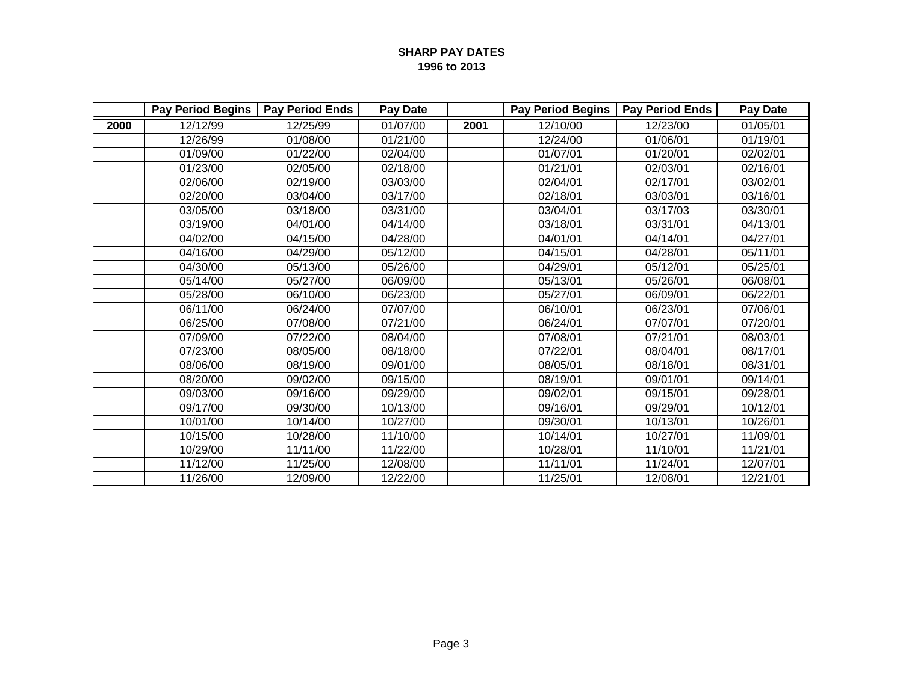**SHARP PAY DATES**
**1996 to 2013**

| | Pay Period Begins | Pay Period Ends | Pay Date | | Pay Period Begins | Pay Period Ends | Pay Date |
|---|---|---|---|---|---|---|---|
| **2000** | 12/12/99 | 12/25/99 | 01/07/00 | **2001** | 12/10/00 | 12/23/00 | 01/05/01 |
| | 12/26/99 | 01/08/00 | 01/21/00 | | 12/24/00 | 01/06/01 | 01/19/01 |
| | 01/09/00 | 01/22/00 | 02/04/00 | | 01/07/01 | 01/20/01 | 02/02/01 |
| | 01/23/00 | 02/05/00 | 02/18/00 | | 01/21/01 | 02/03/01 | 02/16/01 |
| | 02/06/00 | 02/19/00 | 03/03/00 | | 02/04/01 | 02/17/01 | 03/02/01 |
| | 02/20/00 | 03/04/00 | 03/17/00 | | 02/18/01 | 03/03/01 | 03/16/01 |
| | 03/05/00 | 03/18/00 | 03/31/00 | | 03/04/01 | 03/17/03 | 03/30/01 |
| | 03/19/00 | 04/01/00 | 04/14/00 | | 03/18/01 | 03/31/01 | 04/13/01 |
| | 04/02/00 | 04/15/00 | 04/28/00 | | 04/01/01 | 04/14/01 | 04/27/01 |
| | 04/16/00 | 04/29/00 | 05/12/00 | | 04/15/01 | 04/28/01 | 05/11/01 |
| | 04/30/00 | 05/13/00 | 05/26/00 | | 04/29/01 | 05/12/01 | 05/25/01 |
| | 05/14/00 | 05/27/00 | 06/09/00 | | 05/13/01 | 05/26/01 | 06/08/01 |
| | 05/28/00 | 06/10/00 | 06/23/00 | | 05/27/01 | 06/09/01 | 06/22/01 |
| | 06/11/00 | 06/24/00 | 07/07/00 | | 06/10/01 | 06/23/01 | 07/06/01 |
| | 06/25/00 | 07/08/00 | 07/21/00 | | 06/24/01 | 07/07/01 | 07/20/01 |
| | 07/09/00 | 07/22/00 | 08/04/00 | | 07/08/01 | 07/21/01 | 08/03/01 |
| | 07/23/00 | 08/05/00 | 08/18/00 | | 07/22/01 | 08/04/01 | 08/17/01 |
| | 08/06/00 | 08/19/00 | 09/01/00 | | 08/05/01 | 08/18/01 | 08/31/01 |
| | 08/20/00 | 09/02/00 | 09/15/00 | | 08/19/01 | 09/01/01 | 09/14/01 |
| | 09/03/00 | 09/16/00 | 09/29/00 | | 09/02/01 | 09/15/01 | 09/28/01 |
| | 09/17/00 | 09/30/00 | 10/13/00 | | 09/16/01 | 09/29/01 | 10/12/01 |
| | 10/01/00 | 10/14/00 | 10/27/00 | | 09/30/01 | 10/13/01 | 10/26/01 |
| | 10/15/00 | 10/28/00 | 11/10/00 | | 10/14/01 | 10/27/01 | 11/09/01 |
| | 10/29/00 | 11/11/00 | 11/22/00 | | 10/28/01 | 11/10/01 | 11/21/01 |
| | 11/12/00 | 11/25/00 | 12/08/00 | | 11/11/01 | 11/24/01 | 12/07/01 |
| | 11/26/00 | 12/09/00 | 12/22/00 | | 11/25/01 | 12/08/01 | 12/21/01 |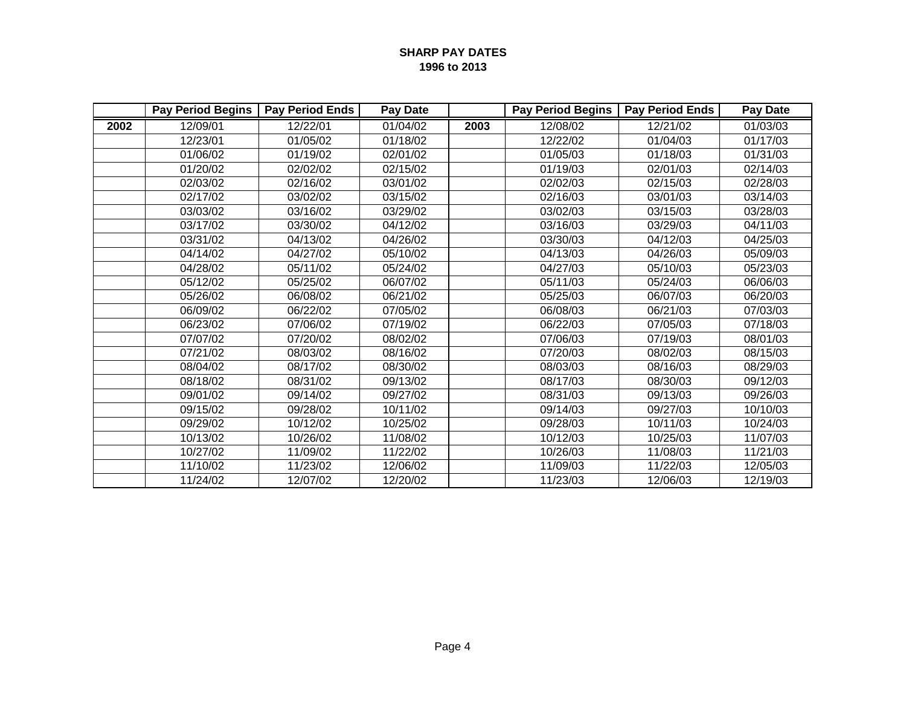**SHARP PAY DATES**
**1996 to 2013**

| | Pay Period Begins | Pay Period Ends | Pay Date | | Pay Period Begins | Pay Period Ends | Pay Date |
|---|---|---|---|---|---|---|---|
| **2002** | 12/09/01 | 12/22/01 | 01/04/02 | **2003** | 12/08/02 | 12/21/02 | 01/03/03 |
| | 12/23/01 | 01/05/02 | 01/18/02 | | 12/22/02 | 01/04/03 | 01/17/03 |
| | 01/06/02 | 01/19/02 | 02/01/02 | | 01/05/03 | 01/18/03 | 01/31/03 |
| | 01/20/02 | 02/02/02 | 02/15/02 | | 01/19/03 | 02/01/03 | 02/14/03 |
| | 02/03/02 | 02/16/02 | 03/01/02 | | 02/02/03 | 02/15/03 | 02/28/03 |
| | 02/17/02 | 03/02/02 | 03/15/02 | | 02/16/03 | 03/01/03 | 03/14/03 |
| | 03/03/02 | 03/16/02 | 03/29/02 | | 03/02/03 | 03/15/03 | 03/28/03 |
| | 03/17/02 | 03/30/02 | 04/12/02 | | 03/16/03 | 03/29/03 | 04/11/03 |
| | 03/31/02 | 04/13/02 | 04/26/02 | | 03/30/03 | 04/12/03 | 04/25/03 |
| | 04/14/02 | 04/27/02 | 05/10/02 | | 04/13/03 | 04/26/03 | 05/09/03 |
| | 04/28/02 | 05/11/02 | 05/24/02 | | 04/27/03 | 05/10/03 | 05/23/03 |
| | 05/12/02 | 05/25/02 | 06/07/02 | | 05/11/03 | 05/24/03 | 06/06/03 |
| | 05/26/02 | 06/08/02 | 06/21/02 | | 05/25/03 | 06/07/03 | 06/20/03 |
| | 06/09/02 | 06/22/02 | 07/05/02 | | 06/08/03 | 06/21/03 | 07/03/03 |
| | 06/23/02 | 07/06/02 | 07/19/02 | | 06/22/03 | 07/05/03 | 07/18/03 |
| | 07/07/02 | 07/20/02 | 08/02/02 | | 07/06/03 | 07/19/03 | 08/01/03 |
| | 07/21/02 | 08/03/02 | 08/16/02 | | 07/20/03 | 08/02/03 | 08/15/03 |
| | 08/04/02 | 08/17/02 | 08/30/02 | | 08/03/03 | 08/16/03 | 08/29/03 |
| | 08/18/02 | 08/31/02 | 09/13/02 | | 08/17/03 | 08/30/03 | 09/12/03 |
| | 09/01/02 | 09/14/02 | 09/27/02 | | 08/31/03 | 09/13/03 | 09/26/03 |
| | 09/15/02 | 09/28/02 | 10/11/02 | | 09/14/03 | 09/27/03 | 10/10/03 |
| | 09/29/02 | 10/12/02 | 10/25/02 | | 09/28/03 | 10/11/03 | 10/24/03 |
| | 10/13/02 | 10/26/02 | 11/08/02 | | 10/12/03 | 10/25/03 | 11/07/03 |
| | 10/27/02 | 11/09/02 | 11/22/02 | | 10/26/03 | 11/08/03 | 11/21/03 |
| | 11/10/02 | 11/23/02 | 12/06/02 | | 11/09/03 | 11/22/03 | 12/05/03 |
| | 11/24/02 | 12/07/02 | 12/20/02 | | 11/23/03 | 12/06/03 | 12/19/03 |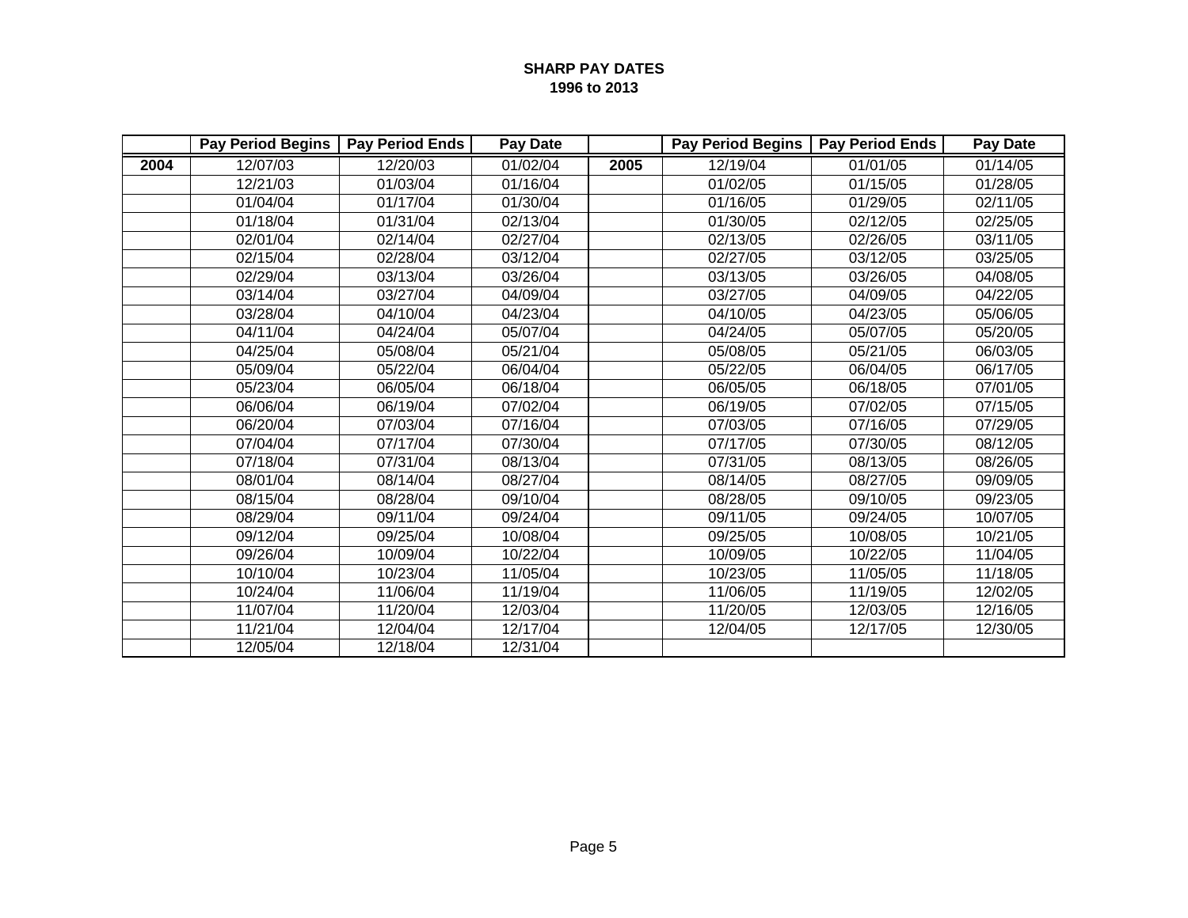**SHARP PAY DATES**
**1996 to 2013**

| | Pay Period Begins | Pay Period Ends | Pay Date | | Pay Period Begins | Pay Period Ends | Pay Date |
|---|---|---|---|---|---|---|---|
| **2004** | 12/07/03 | 12/20/03 | 01/02/04 | **2005** | 12/19/04 | 01/01/05 | 01/14/05 |
| | 12/21/03 | 01/03/04 | 01/16/04 | | 01/02/05 | 01/15/05 | 01/28/05 |
| | 01/04/04 | 01/17/04 | 01/30/04 | | 01/16/05 | 01/29/05 | 02/11/05 |
| | 01/18/04 | 01/31/04 | 02/13/04 | | 01/30/05 | 02/12/05 | 02/25/05 |
| | 02/01/04 | 02/14/04 | 02/27/04 | | 02/13/05 | 02/26/05 | 03/11/05 |
| | 02/15/04 | 02/28/04 | 03/12/04 | | 02/27/05 | 03/12/05 | 03/25/05 |
| | 02/29/04 | 03/13/04 | 03/26/04 | | 03/13/05 | 03/26/05 | 04/08/05 |
| | 03/14/04 | 03/27/04 | 04/09/04 | | 03/27/05 | 04/09/05 | 04/22/05 |
| | 03/28/04 | 04/10/04 | 04/23/04 | | 04/10/05 | 04/23/05 | 05/06/05 |
| | 04/11/04 | 04/24/04 | 05/07/04 | | 04/24/05 | 05/07/05 | 05/20/05 |
| | 04/25/04 | 05/08/04 | 05/21/04 | | 05/08/05 | 05/21/05 | 06/03/05 |
| | 05/09/04 | 05/22/04 | 06/04/04 | | 05/22/05 | 06/04/05 | 06/17/05 |
| | 05/23/04 | 06/05/04 | 06/18/04 | | 06/05/05 | 06/18/05 | 07/01/05 |
| | 06/06/04 | 06/19/04 | 07/02/04 | | 06/19/05 | 07/02/05 | 07/15/05 |
| | 06/20/04 | 07/03/04 | 07/16/04 | | 07/03/05 | 07/16/05 | 07/29/05 |
| | 07/04/04 | 07/17/04 | 07/30/04 | | 07/17/05 | 07/30/05 | 08/12/05 |
| | 07/18/04 | 07/31/04 | 08/13/04 | | 07/31/05 | 08/13/05 | 08/26/05 |
| | 08/01/04 | 08/14/04 | 08/27/04 | | 08/14/05 | 08/27/05 | 09/09/05 |
| | 08/15/04 | 08/28/04 | 09/10/04 | | 08/28/05 | 09/10/05 | 09/23/05 |
| | 08/29/04 | 09/11/04 | 09/24/04 | | 09/11/05 | 09/24/05 | 10/07/05 |
| | 09/12/04 | 09/25/04 | 10/08/04 | | 09/25/05 | 10/08/05 | 10/21/05 |
| | 09/26/04 | 10/09/04 | 10/22/04 | | 10/09/05 | 10/22/05 | 11/04/05 |
| | 10/10/04 | 10/23/04 | 11/05/04 | | 10/23/05 | 11/05/05 | 11/18/05 |
| | 10/24/04 | 11/06/04 | 11/19/04 | | 11/06/05 | 11/19/05 | 12/02/05 |
| | 11/07/04 | 11/20/04 | 12/03/04 | | 11/20/05 | 12/03/05 | 12/16/05 |
| | 11/21/04 | 12/04/04 | 12/17/04 | | 12/04/05 | 12/17/05 | 12/30/05 |
| | 12/05/04 | 12/18/04 | 12/31/04 | | | | |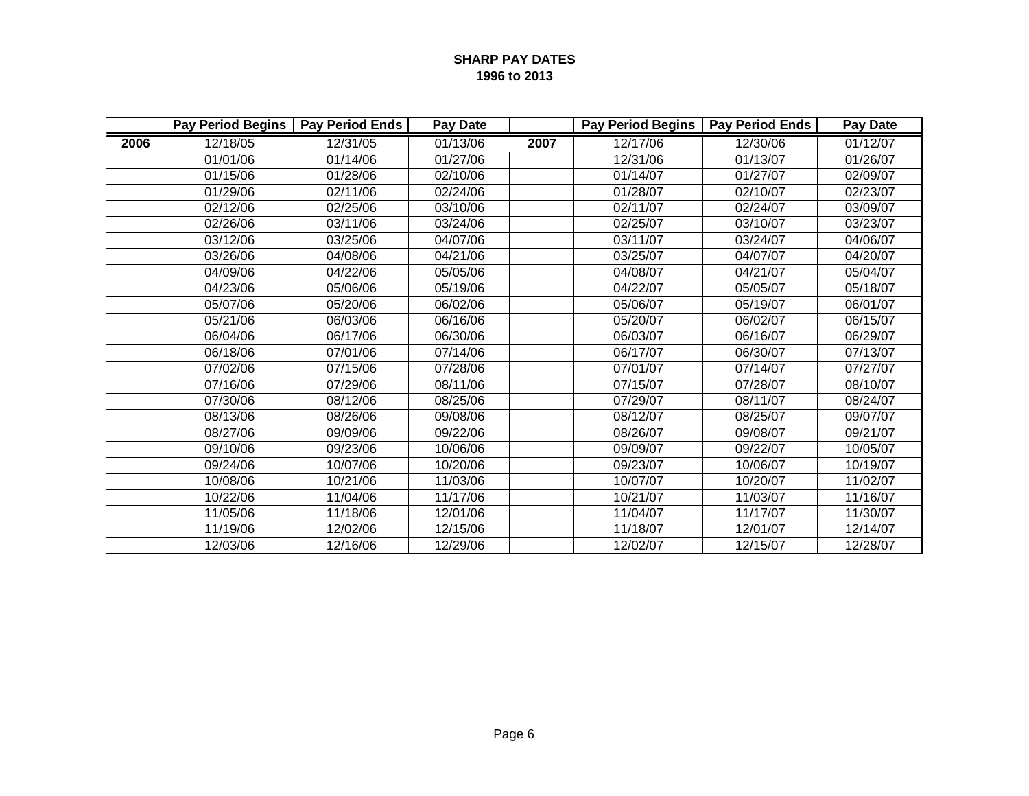# SHARP PAY DATES
## 1996 to 2013

| | Pay Period Begins | Pay Period Ends | Pay Date | | Pay Period Begins | Pay Period Ends | Pay Date |
|---|---|---|---|---|---|---|---|
| **2006** | 12/18/05 | 12/31/05 | 01/13/06 | **2007** | 12/17/06 | 12/30/06 | 01/12/07 |
| | 01/01/06 | 01/14/06 | 01/27/06 | | 12/31/06 | 01/13/07 | 01/26/07 |
| | 01/15/06 | 01/28/06 | 02/10/06 | | 01/14/07 | 01/27/07 | 02/09/07 |
| | 01/29/06 | 02/11/06 | 02/24/06 | | 01/28/07 | 02/10/07 | 02/23/07 |
| | 02/12/06 | 02/25/06 | 03/10/06 | | 02/11/07 | 02/24/07 | 03/09/07 |
| | 02/26/06 | 03/11/06 | 03/24/06 | | 02/25/07 | 03/10/07 | 03/23/07 |
| | 03/12/06 | 03/25/06 | 04/07/06 | | 03/11/07 | 03/24/07 | 04/06/07 |
| | 03/26/06 | 04/08/06 | 04/21/06 | | 03/25/07 | 04/07/07 | 04/20/07 |
| | 04/09/06 | 04/22/06 | 05/05/06 | | 04/08/07 | 04/21/07 | 05/04/07 |
| | 04/23/06 | 05/06/06 | 05/19/06 | | 04/22/07 | 05/05/07 | 05/18/07 |
| | 05/07/06 | 05/20/06 | 06/02/06 | | 05/06/07 | 05/19/07 | 06/01/07 |
| | 05/21/06 | 06/03/06 | 06/16/06 | | 05/20/07 | 06/02/07 | 06/15/07 |
| | 06/04/06 | 06/17/06 | 06/30/06 | | 06/03/07 | 06/16/07 | 06/29/07 |
| | 06/18/06 | 07/01/06 | 07/14/06 | | 06/17/07 | 06/30/07 | 07/13/07 |
| | 07/02/06 | 07/15/06 | 07/28/06 | | 07/01/07 | 07/14/07 | 07/27/07 |
| | 07/16/06 | 07/29/06 | 08/11/06 | | 07/15/07 | 07/28/07 | 08/10/07 |
| | 07/30/06 | 08/12/06 | 08/25/06 | | 07/29/07 | 08/11/07 | 08/24/07 |
| | 08/13/06 | 08/26/06 | 09/08/06 | | 08/12/07 | 08/25/07 | 09/07/07 |
| | 08/27/06 | 09/09/06 | 09/22/06 | | 08/26/07 | 09/08/07 | 09/21/07 |
| | 09/10/06 | 09/23/06 | 10/06/06 | | 09/09/07 | 09/22/07 | 10/05/07 |
| | 09/24/06 | 10/07/06 | 10/20/06 | | 09/23/07 | 10/06/07 | 10/19/07 |
| | 10/08/06 | 10/21/06 | 11/03/06 | | 10/07/07 | 10/20/07 | 11/02/07 |
| | 10/22/06 | 11/04/06 | 11/17/06 | | 10/21/07 | 11/03/07 | 11/16/07 |
| | 11/05/06 | 11/18/06 | 12/01/06 | | 11/04/07 | 11/17/07 | 11/30/07 |
| | 11/19/06 | 12/02/06 | 12/15/06 | | 11/18/07 | 12/01/07 | 12/14/07 |
| | 12/03/06 | 12/16/06 | 12/29/06 | | 12/02/07 | 12/15/07 | 12/28/07 |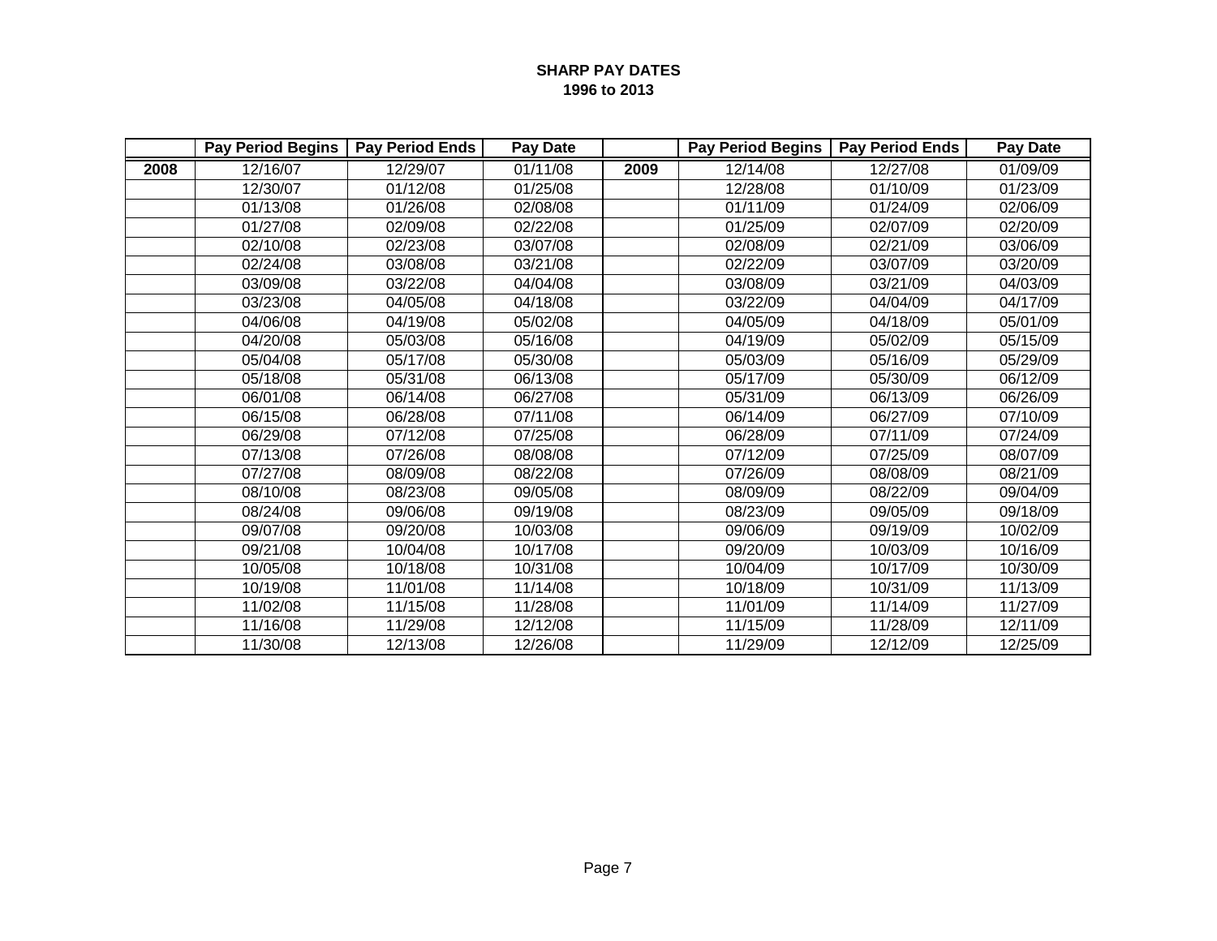**SHARP PAY DATES**
**1996 to 2013**

| | Pay Period Begins | Pay Period Ends | Pay Date | | Pay Period Begins | Pay Period Ends | Pay Date |
|---|---|---|---|---|---|---|---|
| **2008** | 12/16/07 | 12/29/07 | 01/11/08 | **2009** | 12/14/08 | 12/27/08 | 01/09/09 |
| | 12/30/07 | 01/12/08 | 01/25/08 | | 12/28/08 | 01/10/09 | 01/23/09 |
| | 01/13/08 | 01/26/08 | 02/08/08 | | 01/11/09 | 01/24/09 | 02/06/09 |
| | 01/27/08 | 02/09/08 | 02/22/08 | | 01/25/09 | 02/07/09 | 02/20/09 |
| | 02/10/08 | 02/23/08 | 03/07/08 | | 02/08/09 | 02/21/09 | 03/06/09 |
| | 02/24/08 | 03/08/08 | 03/21/08 | | 02/22/09 | 03/07/09 | 03/20/09 |
| | 03/09/08 | 03/22/08 | 04/04/08 | | 03/08/09 | 03/21/09 | 04/03/09 |
| | 03/23/08 | 04/05/08 | 04/18/08 | | 03/22/09 | 04/04/09 | 04/17/09 |
| | 04/06/08 | 04/19/08 | 05/02/08 | | 04/05/09 | 04/18/09 | 05/01/09 |
| | 04/20/08 | 05/03/08 | 05/16/08 | | 04/19/09 | 05/02/09 | 05/15/09 |
| | 05/04/08 | 05/17/08 | 05/30/08 | | 05/03/09 | 05/16/09 | 05/29/09 |
| | 05/18/08 | 05/31/08 | 06/13/08 | | 05/17/09 | 05/30/09 | 06/12/09 |
| | 06/01/08 | 06/14/08 | 06/27/08 | | 05/31/09 | 06/13/09 | 06/26/09 |
| | 06/15/08 | 06/28/08 | 07/11/08 | | 06/14/09 | 06/27/09 | 07/10/09 |
| | 06/29/08 | 07/12/08 | 07/25/08 | | 06/28/09 | 07/11/09 | 07/24/09 |
| | 07/13/08 | 07/26/08 | 08/08/08 | | 07/12/09 | 07/25/09 | 08/07/09 |
| | 07/27/08 | 08/09/08 | 08/22/08 | | 07/26/09 | 08/08/09 | 08/21/09 |
| | 08/10/08 | 08/23/08 | 09/05/08 | | 08/09/09 | 08/22/09 | 09/04/09 |
| | 08/24/08 | 09/06/08 | 09/19/08 | | 08/23/09 | 09/05/09 | 09/18/09 |
| | 09/07/08 | 09/20/08 | 10/03/08 | | 09/06/09 | 09/19/09 | 10/02/09 |
| | 09/21/08 | 10/04/08 | 10/17/08 | | 09/20/09 | 10/03/09 | 10/16/09 |
| | 10/05/08 | 10/18/08 | 10/31/08 | | 10/04/09 | 10/17/09 | 10/30/09 |
| | 10/19/08 | 11/01/08 | 11/14/08 | | 10/18/09 | 10/31/09 | 11/13/09 |
| | 11/02/08 | 11/15/08 | 11/28/08 | | 11/01/09 | 11/14/09 | 11/27/09 |
| | 11/16/08 | 11/29/08 | 12/12/08 | | 11/15/09 | 11/28/09 | 12/11/09 |
| | 11/30/08 | 12/13/08 | 12/26/08 | | 11/29/09 | 12/12/09 | 12/25/09 |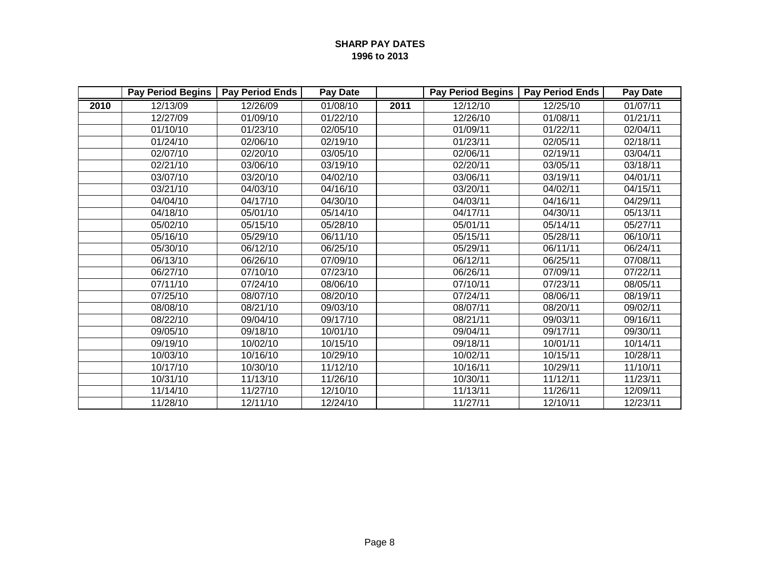**SHARP PAY DATES**
**1996 to 2013**

| | Pay Period Begins | Pay Period Ends | Pay Date | | Pay Period Begins | Pay Period Ends | Pay Date |
|---|---|---|---|---|---|---|---|
| **2010** | 12/13/09 | 12/26/09 | 01/08/10 | **2011** | 12/12/10 | 12/25/10 | 01/07/11 |
| | 12/27/09 | 01/09/10 | 01/22/10 | | 12/26/10 | 01/08/11 | 01/21/11 |
| | 01/10/10 | 01/23/10 | 02/05/10 | | 01/09/11 | 01/22/11 | 02/04/11 |
| | 01/24/10 | 02/06/10 | 02/19/10 | | 01/23/11 | 02/05/11 | 02/18/11 |
| | 02/07/10 | 02/20/10 | 03/05/10 | | 02/06/11 | 02/19/11 | 03/04/11 |
| | 02/21/10 | 03/06/10 | 03/19/10 | | 02/20/11 | 03/05/11 | 03/18/11 |
| | 03/07/10 | 03/20/10 | 04/02/10 | | 03/06/11 | 03/19/11 | 04/01/11 |
| | 03/21/10 | 04/03/10 | 04/16/10 | | 03/20/11 | 04/02/11 | 04/15/11 |
| | 04/04/10 | 04/17/10 | 04/30/10 | | 04/03/11 | 04/16/11 | 04/29/11 |
| | 04/18/10 | 05/01/10 | 05/14/10 | | 04/17/11 | 04/30/11 | 05/13/11 |
| | 05/02/10 | 05/15/10 | 05/28/10 | | 05/01/11 | 05/14/11 | 05/27/11 |
| | 05/16/10 | 05/29/10 | 06/11/10 | | 05/15/11 | 05/28/11 | 06/10/11 |
| | 05/30/10 | 06/12/10 | 06/25/10 | | 05/29/11 | 06/11/11 | 06/24/11 |
| | 06/13/10 | 06/26/10 | 07/09/10 | | 06/12/11 | 06/25/11 | 07/08/11 |
| | 06/27/10 | 07/10/10 | 07/23/10 | | 06/26/11 | 07/09/11 | 07/22/11 |
| | 07/11/10 | 07/24/10 | 08/06/10 | | 07/10/11 | 07/23/11 | 08/05/11 |
| | 07/25/10 | 08/07/10 | 08/20/10 | | 07/24/11 | 08/06/11 | 08/19/11 |
| | 08/08/10 | 08/21/10 | 09/03/10 | | 08/07/11 | 08/20/11 | 09/02/11 |
| | 08/22/10 | 09/04/10 | 09/17/10 | | 08/21/11 | 09/03/11 | 09/16/11 |
| | 09/05/10 | 09/18/10 | 10/01/10 | | 09/04/11 | 09/17/11 | 09/30/11 |
| | 09/19/10 | 10/02/10 | 10/15/10 | | 09/18/11 | 10/01/11 | 10/14/11 |
| | 10/03/10 | 10/16/10 | 10/29/10 | | 10/02/11 | 10/15/11 | 10/28/11 |
| | 10/17/10 | 10/30/10 | 11/12/10 | | 10/16/11 | 10/29/11 | 11/10/11 |
| | 10/31/10 | 11/13/10 | 11/26/10 | | 10/30/11 | 11/12/11 | 11/23/11 |
| | 11/14/10 | 11/27/10 | 12/10/10 | | 11/13/11 | 11/26/11 | 12/09/11 |
| | 11/28/10 | 12/11/10 | 12/24/10 | | 11/27/11 | 12/10/11 | 12/23/11 |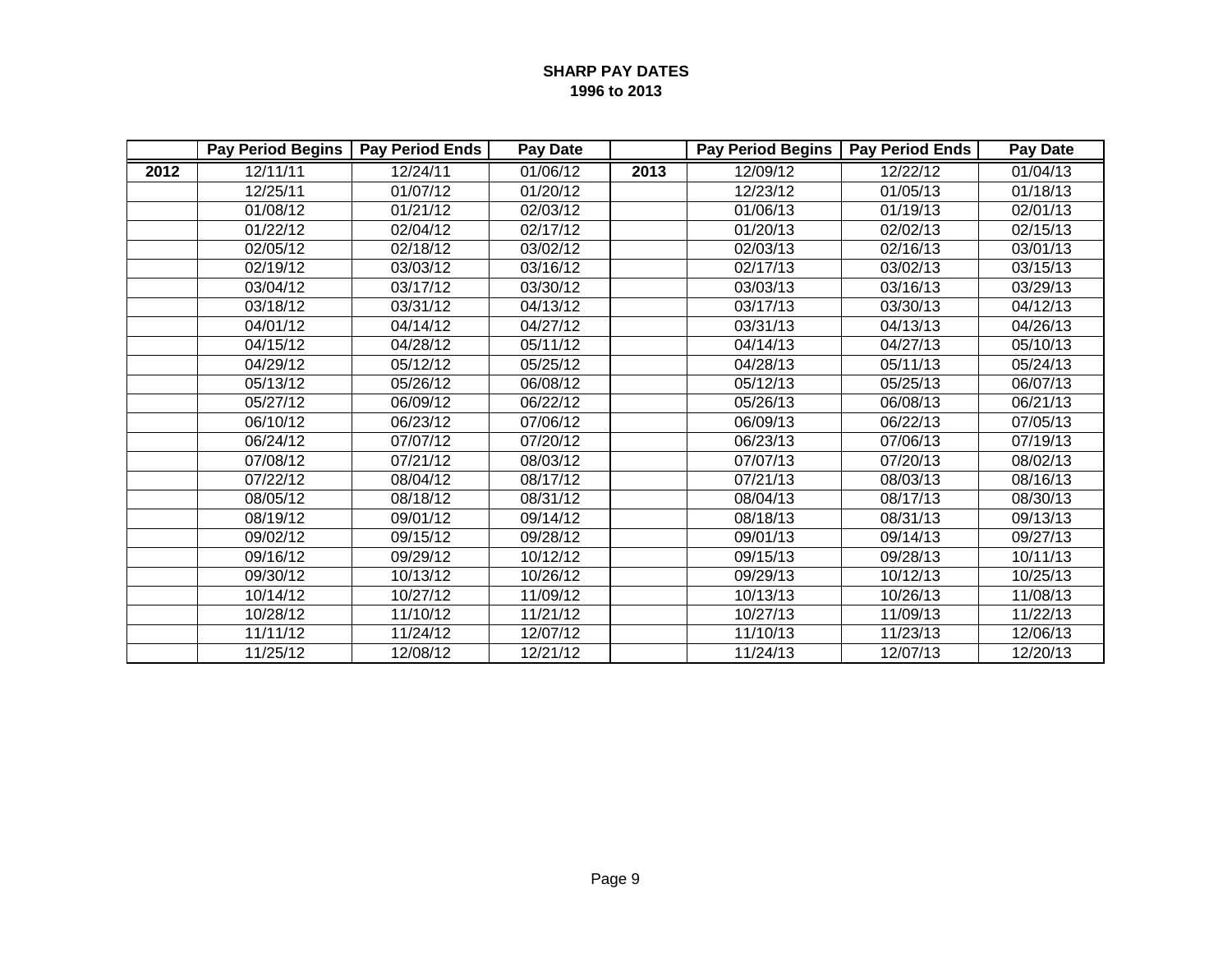**SHARP PAY DATES**
**1996 to 2013**

| | Pay Period Begins | Pay Period Ends | Pay Date | | Pay Period Begins | Pay Period Ends | Pay Date |
|---|---|---|---|---|---|---|---|
| **2012** | 12/11/11 | 12/24/11 | 01/06/12 | **2013** | 12/09/12 | 12/22/12 | 01/04/13 |
| | 12/25/11 | 01/07/12 | 01/20/12 | | 12/23/12 | 01/05/13 | 01/18/13 |
| | 01/08/12 | 01/21/12 | 02/03/12 | | 01/06/13 | 01/19/13 | 02/01/13 |
| | 01/22/12 | 02/04/12 | 02/17/12 | | 01/20/13 | 02/02/13 | 02/15/13 |
| | 02/05/12 | 02/18/12 | 03/02/12 | | 02/03/13 | 02/16/13 | 03/01/13 |
| | 02/19/12 | 03/03/12 | 03/16/12 | | 02/17/13 | 03/02/13 | 03/15/13 |
| | 03/04/12 | 03/17/12 | 03/30/12 | | 03/03/13 | 03/16/13 | 03/29/13 |
| | 03/18/12 | 03/31/12 | 04/13/12 | | 03/17/13 | 03/30/13 | 04/12/13 |
| | 04/01/12 | 04/14/12 | 04/27/12 | | 03/31/13 | 04/13/13 | 04/26/13 |
| | 04/15/12 | 04/28/12 | 05/11/12 | | 04/14/13 | 04/27/13 | 05/10/13 |
| | 04/29/12 | 05/12/12 | 05/25/12 | | 04/28/13 | 05/11/13 | 05/24/13 |
| | 05/13/12 | 05/26/12 | 06/08/12 | | 05/12/13 | 05/25/13 | 06/07/13 |
| | 05/27/12 | 06/09/12 | 06/22/12 | | 05/26/13 | 06/08/13 | 06/21/13 |
| | 06/10/12 | 06/23/12 | 07/06/12 | | 06/09/13 | 06/22/13 | 07/05/13 |
| | 06/24/12 | 07/07/12 | 07/20/12 | | 06/23/13 | 07/06/13 | 07/19/13 |
| | 07/08/12 | 07/21/12 | 08/03/12 | | 07/07/13 | 07/20/13 | 08/02/13 |
| | 07/22/12 | 08/04/12 | 08/17/12 | | 07/21/13 | 08/03/13 | 08/16/13 |
| | 08/05/12 | 08/18/12 | 08/31/12 | | 08/04/13 | 08/17/13 | 08/30/13 |
| | 08/19/12 | 09/01/12 | 09/14/12 | | 08/18/13 | 08/31/13 | 09/13/13 |
| | 09/02/12 | 09/15/12 | 09/28/12 | | 09/01/13 | 09/14/13 | 09/27/13 |
| | 09/16/12 | 09/29/12 | 10/12/12 | | 09/15/13 | 09/28/13 | 10/11/13 |
| | 09/30/12 | 10/13/12 | 10/26/12 | | 09/29/13 | 10/12/13 | 10/25/13 |
| | 10/14/12 | 10/27/12 | 11/09/12 | | 10/13/13 | 10/26/13 | 11/08/13 |
| | 10/28/12 | 11/10/12 | 11/21/12 | | 10/27/13 | 11/09/13 | 11/22/13 |
| | 11/11/12 | 11/24/12 | 12/07/12 | | 11/10/13 | 11/23/13 | 12/06/13 |
| | 11/25/12 | 12/08/12 | 12/21/12 | | 11/24/13 | 12/07/13 | 12/20/13 |